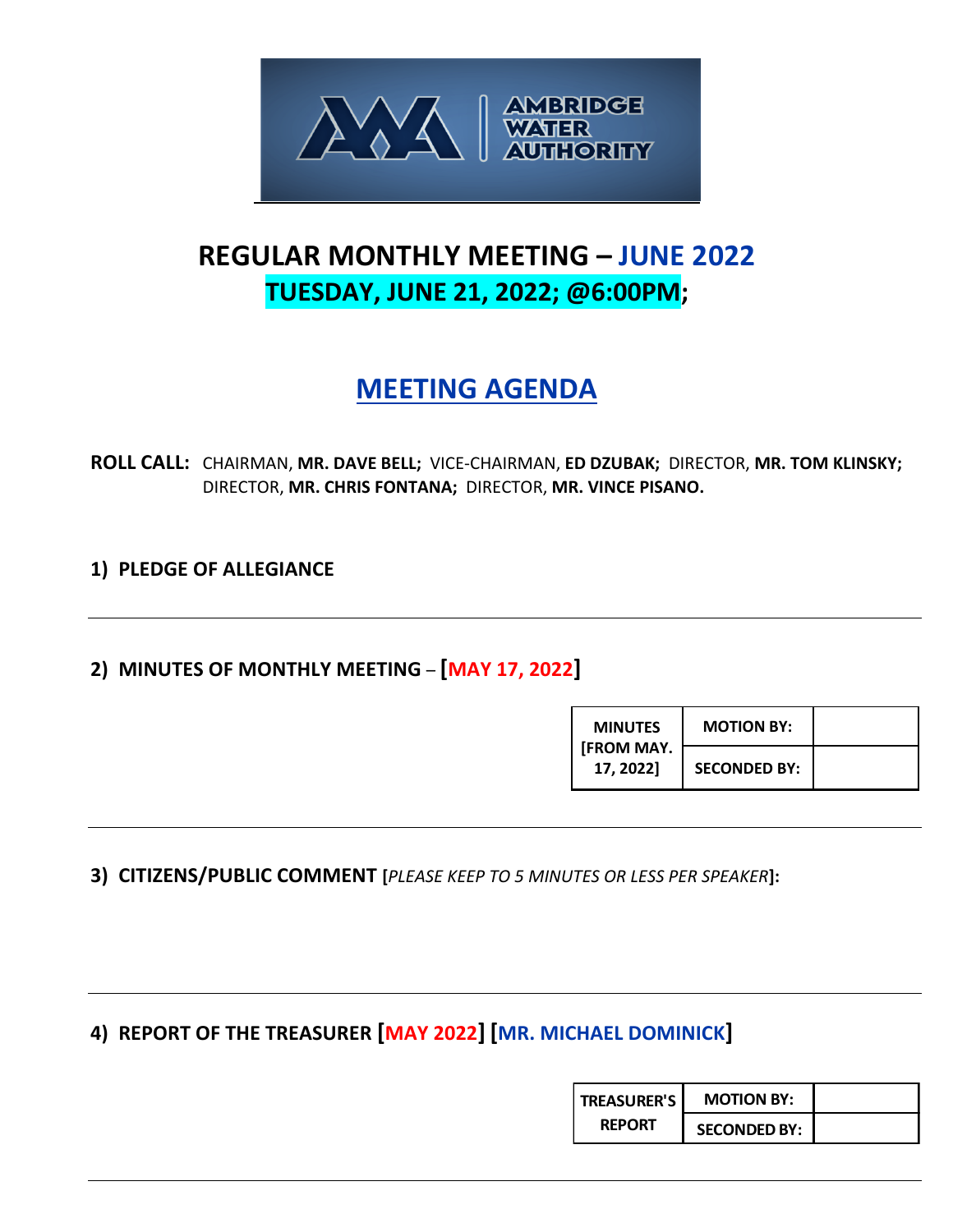AMBRIDGE WATER AUTHORITY

# REGULAR MONTHLY MEETING – JUNE 2022

## TUESDAY, JUNE 21, 2022; @6:00PM;

## MEETING AGENDA

**ROLL CALL:** CHAIRMAN, **MR. DAVE BELL;** VICE-CHAIRMAN, **ED DZUBAK;** DIRECTOR, **MR. TOM KLINSKY;** DIRECTOR, **MR. CHRIS FONTANA;** DIRECTOR, **MR. VINCE PISANO.**

**1) PLEDGE OF ALLEGIANCE**

---

**2) MINUTES OF MONTHLY MEETING – [MAY 17, 2022]**

| MINUTES [FROM MAY. 17, 2022] | MOTION BY: | |
|---|---|---|
| | SECONDED BY: | |

---

**3) CITIZENS/PUBLIC COMMENT [*PLEASE KEEP TO 5 MINUTES OR LESS PER SPEAKER*]:**

---

**4) REPORT OF THE TREASURER [MAY 2022] [MR. MICHAEL DOMINICK]**

| TREASURER'S REPORT | MOTION BY: | |
|---|---|---|
| | SECONDED BY: | |

---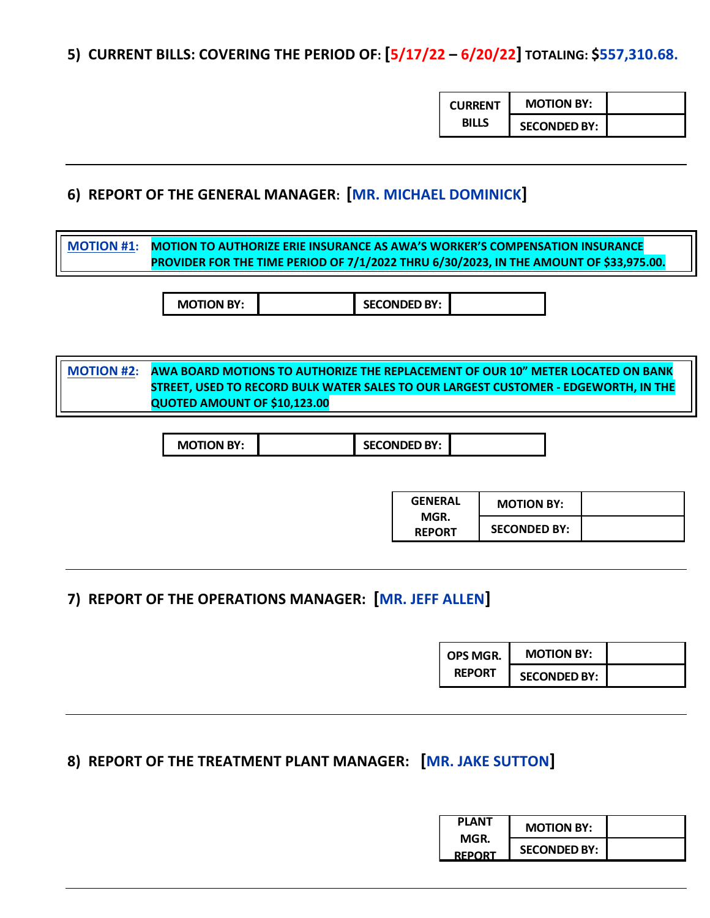## 5) CURRENT BILLS: COVERING THE PERIOD OF: [5/17/22 – 6/20/22] TOTALING: $557,310.68.

| CURRENT BILLS | MOTION BY: | |
|---|---|---|
| | SECONDED BY: | |

---

## 6) REPORT OF THE GENERAL MANAGER: [MR. MICHAEL DOMINICK]

**MOTION #1:** **MOTION TO AUTHORIZE ERIE INSURANCE AS AWA'S WORKER'S COMPENSATION INSURANCE PROVIDER FOR THE TIME PERIOD OF 7/1/2022 THRU 6/30/2023, IN THE AMOUNT OF $33,975.00.**

| MOTION BY: | | SECONDED BY: | |
|---|---|---|---|

**MOTION #2:** **AWA BOARD MOTIONS TO AUTHORIZE THE REPLACEMENT OF OUR 10" METER LOCATED ON BANK STREET, USED TO RECORD BULK WATER SALES TO OUR LARGEST CUSTOMER - EDGEWORTH, IN THE QUOTED AMOUNT OF $10,123.00**

| MOTION BY: | | SECONDED BY: | |
|---|---|---|---|

| GENERAL MGR. REPORT | MOTION BY: | |
|---|---|---|
| | SECONDED BY: | |

---

## 7) REPORT OF THE OPERATIONS MANAGER: [MR. JEFF ALLEN]

| OPS MGR. REPORT | MOTION BY: | |
|---|---|---|
| | SECONDED BY: | |

---

## 8) REPORT OF THE TREATMENT PLANT MANAGER: [MR. JAKE SUTTON]

| PLANT MGR. REPORT | MOTION BY: | |
|---|---|---|
| | SECONDED BY: | |

---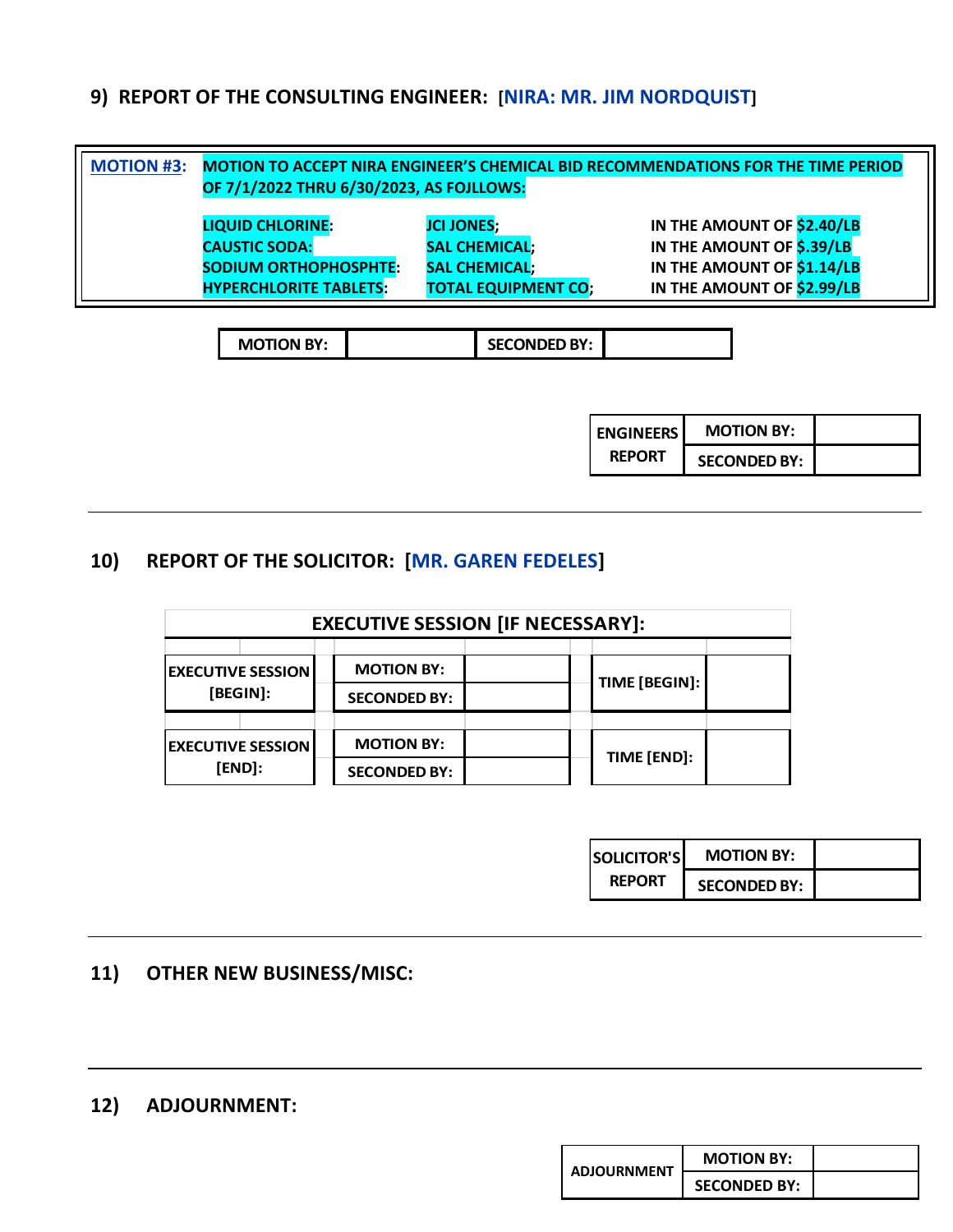## 9) REPORT OF THE CONSULTING ENGINEER: [NIRA: MR. JIM NORDQUIST]

**MOTION #3:** **MOTION TO ACCEPT NIRA ENGINEER'S CHEMICAL BID RECOMMENDATIONS FOR THE TIME PERIOD OF 7/1/2022 THRU 6/30/2023, AS FOJLLOWS:**

| | | |
|---|---|---|
| **LIQUID CHLORINE:** | **JCI JONES;** | **IN THE AMOUNT OF $2.40/LB** |
| **CAUSTIC SODA:** | **SAL CHEMICAL;** | **IN THE AMOUNT OF $.39/LB** |
| **SODIUM ORTHOPHOSPHTE:** | **SAL CHEMICAL;** | **IN THE AMOUNT OF $1.14/LB** |
| **HYPERCHLORITE TABLETS:** | **TOTAL EQUIPMENT CO;** | **IN THE AMOUNT OF $2.99/LB** |

| MOTION BY: | | SECONDED BY: | |
|---|---|---|---|

| | | |
|---|---|---|
| ENGINEERS REPORT | MOTION BY: | |
| | SECONDED BY: | |

## 10) REPORT OF THE SOLICITOR: [MR. GAREN FEDELES]

**EXECUTIVE SESSION [IF NECESSARY]:**

| | | | | |
|---|---|---|---|---|
| EXECUTIVE SESSION [BEGIN]: | MOTION BY: | | TIME [BEGIN]: | |
| | SECONDED BY: | | | |
| EXECUTIVE SESSION [END]: | MOTION BY: | | TIME [END]: | |
| | SECONDED BY: | | | |

| | | |
|---|---|---|
| SOLICITOR'S REPORT | MOTION BY: | |
| | SECONDED BY: | |

## 11) OTHER NEW BUSINESS/MISC:

## 12) ADJOURNMENT:

| | | |
|---|---|---|
| ADJOURNMENT | MOTION BY: | |
| | SECONDED BY: | |